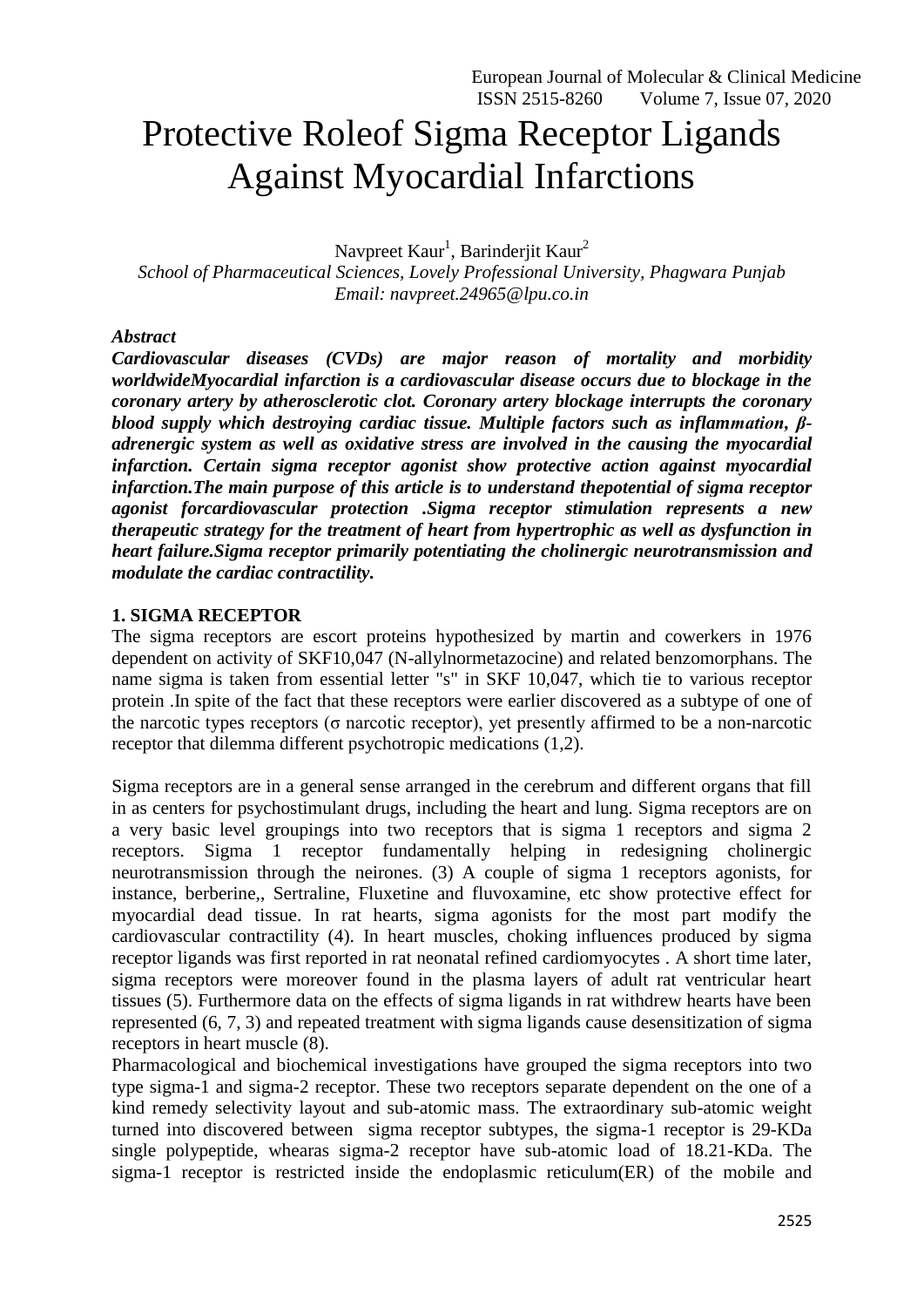// Protective Roleof Sigma Receptor Ligands Against Myocardial Infarctions

Navpreet Kaur[1], Barinderjit Kaur[2]

*School of Pharmaceutical Sciences, Lovely Professional University, Phagwara Punjab*
*Email: navpreet.24965@lpu.co.in*

***Abstract***

***Cardiovascular diseases (CVDs) are major reason of mortality and morbidity worldwideMyocardial infarction is a cardiovascular disease occurs due to blockage in the coronary artery by atherosclerotic clot. Coronary artery blockage interrupts the coronary blood supply which destroying cardiac tissue. Multiple factors such as inflammation, β-adrenergic system as well as oxidative stress are involved in the causing the myocardial infarction. Certain sigma receptor agonist show protective action against myocardial infarction.The main purpose of this article is to understand thepotential of sigma receptor agonist forcardiovascular protection .Sigma receptor stimulation represents a new therapeutic strategy for the treatment of heart from hypertrophic as well as dysfunction in heart failure.Sigma receptor primarily potentiating the cholinergic neurotransmission and modulate the cardiac contractility.***

## 1. SIGMA RECEPTOR

The sigma receptors are escort proteins hypothesized by martin and cowerkers in 1976 dependent on activity of SKF10,047 (N-allylnormetazocine) and related benzomorphans. The name sigma is taken from essential letter "s" in SKF 10,047, which tie to various receptor protein .In spite of the fact that these receptors were earlier discovered as a subtype of one of the narcotic types receptors (σ narcotic receptor), yet presently affirmed to be a non-narcotic receptor that dilemma different psychotropic medications (1,2).

Sigma receptors are in a general sense arranged in the cerebrum and different organs that fill in as centers for psychostimulant drugs, including the heart and lung. Sigma receptors are on a very basic level groupings into two receptors that is sigma 1 receptors and sigma 2 receptors. Sigma 1 receptor fundamentally helping in redesigning cholinergic neurotransmission through the neirones. (3) A couple of sigma 1 receptors agonists, for instance, berberine,, Sertraline, Fluxetine and fluvoxamine, etc show protective effect for myocardial dead tissue. In rat hearts, sigma agonists for the most part modify the cardiovascular contractility (4). In heart muscles, choking influences produced by sigma receptor ligands was first reported in rat neonatal refined cardiomyocytes . A short time later, sigma receptors were moreover found in the plasma layers of adult rat ventricular heart tissues (5). Furthermore data on the effects of sigma ligands in rat withdrew hearts have been represented (6, 7, 3) and repeated treatment with sigma ligands cause desensitization of sigma receptors in heart muscle (8).

Pharmacological and biochemical investigations have grouped the sigma receptors into two type sigma-1 and sigma-2 receptor. These two receptors separate dependent on the one of a kind remedy selectivity layout and sub-atomic mass. The extraordinary sub-atomic weight turned into discovered between sigma receptor subtypes, the sigma-1 receptor is 29-KDa single polypeptide, whearas sigma-2 receptor have sub-atomic load of 18.21-KDa. The sigma-1 receptor is restricted inside the endoplasmic reticulum(ER) of the mobile and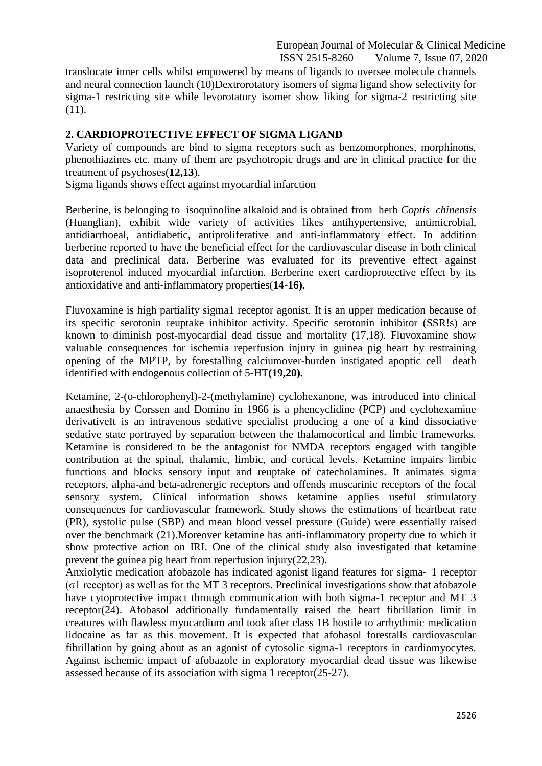translocate inner cells whilst empowered by means of ligands to oversee molecule channels and neural connection launch (10)Dextrorotatory isomers of sigma ligand show selectivity for sigma-1 restricting site while levorotatory isomer show liking for sigma-2 restricting site (11).

## 2. CARDIOPROTECTIVE EFFECT OF SIGMA LIGAND

Variety of compounds are bind to sigma receptors such as benzomorphones, morphinons, phenothiazines etc. many of them are psychotropic drugs and are in clinical practice for the treatment of psychoses(**12,13**).

Sigma ligands shows effect against myocardial infarction

Berberine, is belonging to isoquinoline alkaloid and is obtained from herb *Coptis chinensis* (Huanglian), exhibit wide variety of activities likes antihypertensive, antimicrobial, antidiarrhoeal, antidiabetic, antiproliferative and anti-inflammatory effect. In addition berberine reported to have the beneficial effect for the cardiovascular disease in both clinical data and preclinical data. Berberine was evaluated for its preventive effect against isoproterenol induced myocardial infarction. Berberine exert cardioprotective effect by its antioxidative and anti-inflammatory properties(**14-16).**

Fluvoxamine is high partiality sigma1 receptor agonist. It is an upper medication because of its specific serotonin reuptake inhibitor activity. Specific serotonin inhibitor (SSR!s) are known to diminish post-myocardial dead tissue and mortality (17,18). Fluvoxamine show valuable consequences for ischemia reperfusion injury in guinea pig heart by restraining opening of the MPTP, by forestalling calciumover-burden instigated apoptic cell death identified with endogenous collection of 5-HT**(19,20).**

Ketamine, 2-(o-chlorophenyl)-2-(methylamine) cyclohexanone, was introduced into clinical anaesthesia by Corssen and Domino in 1966 is a phencyclidine (PCP) and cyclohexamine derivativeIt is an intravenous sedative specialist producing a one of a kind dissociative sedative state portrayed by separation between the thalamocortical and limbic frameworks. Ketamine is considered to be the antagonist for NMDA receptors engaged with tangible contribution at the spinal, thalamic, limbic, and cortical levels. Ketamine impairs limbic functions and blocks sensory input and reuptake of catecholamines. It animates sigma receptors, alpha-and beta-adrenergic receptors and offends muscarinic receptors of the focal sensory system. Clinical information shows ketamine applies useful stimulatory consequences for cardiovascular framework. Study shows the estimations of heartbeat rate (PR), systolic pulse (SBP) and mean blood vessel pressure (Guide) were essentially raised over the benchmark (21).Moreover ketamine has anti-inflammatory property due to which it show protective action on IRI. One of the clinical study also investigated that ketamine prevent the guinea pig heart from reperfusion injury(22,23).

Anxiolytic medication afobazole has indicated agonist ligand features for sigma- 1 receptor (σ1 receptor) as well as for the MT 3 receptors. Preclinical investigations show that afobazole have cytoprotective impact through communication with both sigma-1 receptor and MT 3 receptor(24). Afobasol additionally fundamentally raised the heart fibrillation limit in creatures with flawless myocardium and took after class 1B hostile to arrhythmic medication lidocaine as far as this movement. It is expected that afobasol forestalls cardiovascular fibrillation by going about as an agonist of cytosolic sigma-1 receptors in cardiomyocytes. Against ischemic impact of afobazole in exploratory myocardial dead tissue was likewise assessed because of its association with sigma 1 receptor(25-27).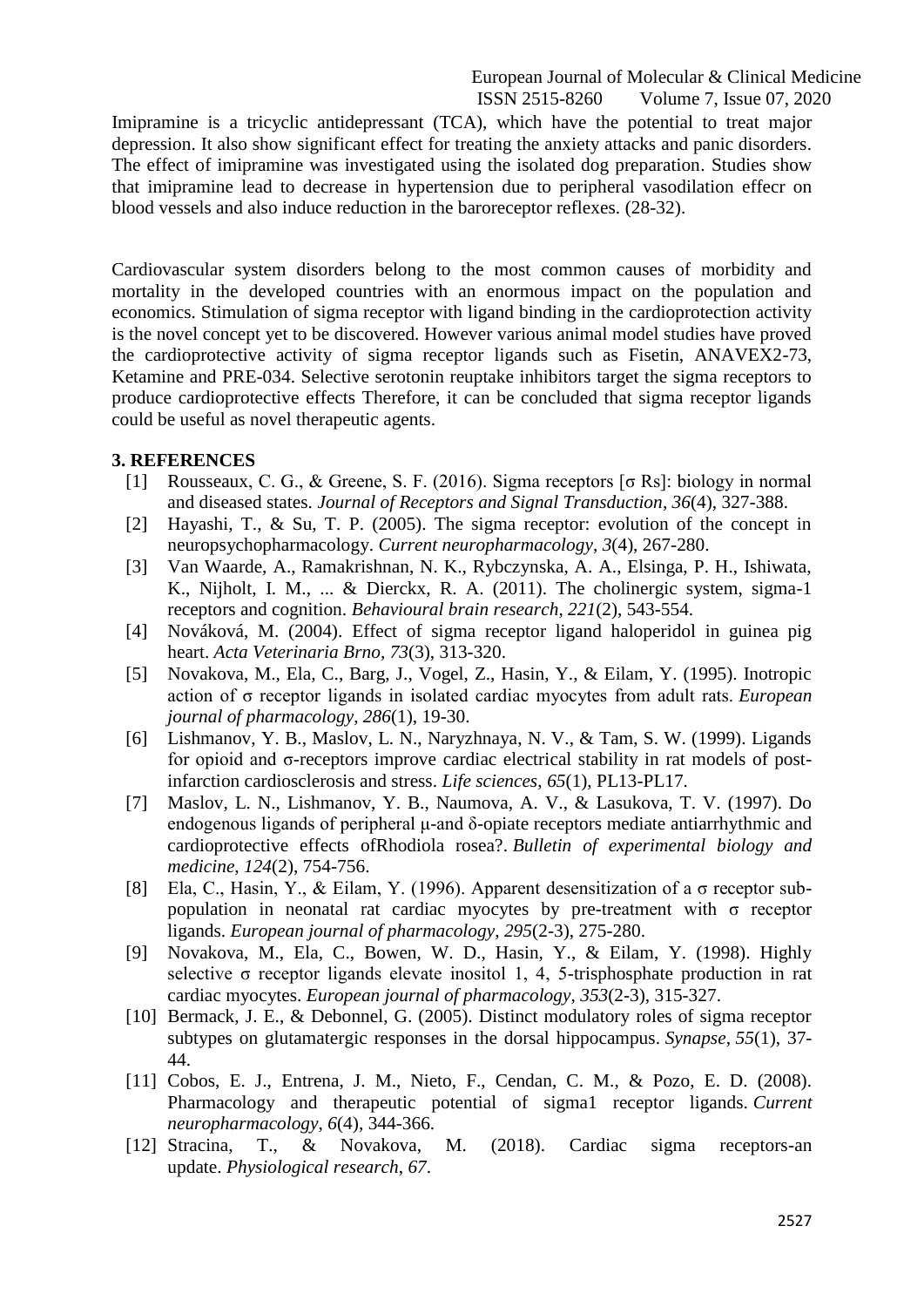Imipramine is a tricyclic antidepressant (TCA), which have the potential to treat major depression. It also show significant effect for treating the anxiety attacks and panic disorders. The effect of imipramine was investigated using the isolated dog preparation. Studies show that imipramine lead to decrease in hypertension due to peripheral vasodilation effecr on blood vessels and also induce reduction in the baroreceptor reflexes. (28-32).

Cardiovascular system disorders belong to the most common causes of morbidity and mortality in the developed countries with an enormous impact on the population and economics. Stimulation of sigma receptor with ligand binding in the cardioprotection activity is the novel concept yet to be discovered. However various animal model studies have proved the cardioprotective activity of sigma receptor ligands such as Fisetin, ANAVEX2-73, Ketamine and PRE-034. Selective serotonin reuptake inhibitors target the sigma receptors to produce cardioprotective effects Therefore, it can be concluded that sigma receptor ligands could be useful as novel therapeutic agents.

## 3. REFERENCES

[1] Rousseaux, C. G., & Greene, S. F. (2016). Sigma receptors [σ Rs]: biology in normal and diseased states. *Journal of Receptors and Signal Transduction*, *36*(4), 327-388.

[2] Hayashi, T., & Su, T. P. (2005). The sigma receptor: evolution of the concept in neuropsychopharmacology. *Current neuropharmacology*, *3*(4), 267-280.

[3] Van Waarde, A., Ramakrishnan, N. K., Rybczynska, A. A., Elsinga, P. H., Ishiwata, K., Nijholt, I. M., ... & Dierckx, R. A. (2011). The cholinergic system, sigma-1 receptors and cognition. *Behavioural brain research*, *221*(2), 543-554.

[4] Nováková, M. (2004). Effect of sigma receptor ligand haloperidol in guinea pig heart. *Acta Veterinaria Brno*, *73*(3), 313-320.

[5] Novakova, M., Ela, C., Barg, J., Vogel, Z., Hasin, Y., & Eilam, Y. (1995). Inotropic action of σ receptor ligands in isolated cardiac myocytes from adult rats. *European journal of pharmacology*, *286*(1), 19-30.

[6] Lishmanov, Y. B., Maslov, L. N., Naryzhnaya, N. V., & Tam, S. W. (1999). Ligands for opioid and σ-receptors improve cardiac electrical stability in rat models of post-infarction cardiosclerosis and stress. *Life sciences*, *65*(1), PL13-PL17.

[7] Maslov, L. N., Lishmanov, Y. B., Naumova, A. V., & Lasukova, T. V. (1997). Do endogenous ligands of peripheral μ-and δ-opiate receptors mediate antiarrhythmic and cardioprotective effects ofRhodiola rosea?. *Bulletin of experimental biology and medicine*, *124*(2), 754-756.

[8] Ela, C., Hasin, Y., & Eilam, Y. (1996). Apparent desensitization of a σ receptor sub-population in neonatal rat cardiac myocytes by pre-treatment with σ receptor ligands. *European journal of pharmacology*, *295*(2-3), 275-280.

[9] Novakova, M., Ela, C., Bowen, W. D., Hasin, Y., & Eilam, Y. (1998). Highly selective σ receptor ligands elevate inositol 1, 4, 5-trisphosphate production in rat cardiac myocytes. *European journal of pharmacology*, *353*(2-3), 315-327.

[10] Bermack, J. E., & Debonnel, G. (2005). Distinct modulatory roles of sigma receptor subtypes on glutamatergic responses in the dorsal hippocampus. *Synapse*, *55*(1), 37-44.

[11] Cobos, E. J., Entrena, J. M., Nieto, F., Cendan, C. M., & Pozo, E. D. (2008). Pharmacology and therapeutic potential of sigma1 receptor ligands. *Current neuropharmacology*, *6*(4), 344-366.

[12] Stracina, T., & Novakova, M. (2018). Cardiac sigma receptors-an update. *Physiological research*, *67*.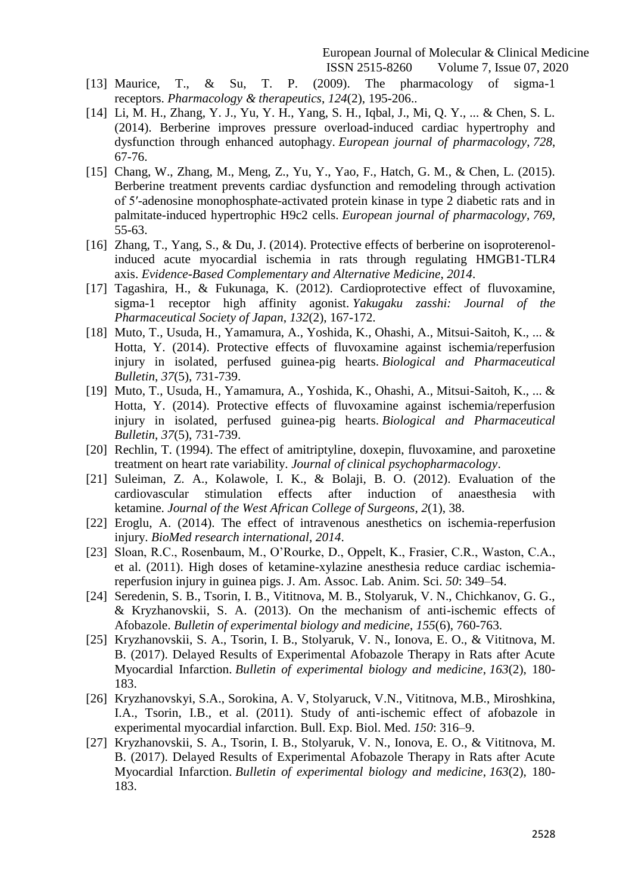[13] Maurice, T., & Su, T. P. (2009). The pharmacology of sigma-1 receptors. *Pharmacology & therapeutics*, *124*(2), 195-206..

[14] Li, M. H., Zhang, Y. J., Yu, Y. H., Yang, S. H., Iqbal, J., Mi, Q. Y., ... & Chen, S. L. (2014). Berberine improves pressure overload-induced cardiac hypertrophy and dysfunction through enhanced autophagy. *European journal of pharmacology*, *728*, 67-76.

[15] Chang, W., Zhang, M., Meng, Z., Yu, Y., Yao, F., Hatch, G. M., & Chen, L. (2015). Berberine treatment prevents cardiac dysfunction and remodeling through activation of 5′-adenosine monophosphate-activated protein kinase in type 2 diabetic rats and in palmitate-induced hypertrophic H9c2 cells. *European journal of pharmacology*, *769*, 55-63.

[16] Zhang, T., Yang, S., & Du, J. (2014). Protective effects of berberine on isoproterenol-induced acute myocardial ischemia in rats through regulating HMGB1-TLR4 axis. *Evidence-Based Complementary and Alternative Medicine*, *2014*.

[17] Tagashira, H., & Fukunaga, K. (2012). Cardioprotective effect of fluvoxamine, sigma-1 receptor high affinity agonist. *Yakugaku zasshi: Journal of the Pharmaceutical Society of Japan*, *132*(2), 167-172.

[18] Muto, T., Usuda, H., Yamamura, A., Yoshida, K., Ohashi, A., Mitsui-Saitoh, K., ... & Hotta, Y. (2014). Protective effects of fluvoxamine against ischemia/reperfusion injury in isolated, perfused guinea-pig hearts. *Biological and Pharmaceutical Bulletin*, *37*(5), 731-739.

[19] Muto, T., Usuda, H., Yamamura, A., Yoshida, K., Ohashi, A., Mitsui-Saitoh, K., ... & Hotta, Y. (2014). Protective effects of fluvoxamine against ischemia/reperfusion injury in isolated, perfused guinea-pig hearts. *Biological and Pharmaceutical Bulletin*, *37*(5), 731-739.

[20] Rechlin, T. (1994). The effect of amitriptyline, doxepin, fluvoxamine, and paroxetine treatment on heart rate variability. *Journal of clinical psychopharmacology*.

[21] Suleiman, Z. A., Kolawole, I. K., & Bolaji, B. O. (2012). Evaluation of the cardiovascular stimulation effects after induction of anaesthesia with ketamine. *Journal of the West African College of Surgeons*, *2*(1), 38.

[22] Eroglu, A. (2014). The effect of intravenous anesthetics on ischemia-reperfusion injury. *BioMed research international*, *2014*.

[23] Sloan, R.C., Rosenbaum, M., O'Rourke, D., Oppelt, K., Frasier, C.R., Waston, C.A., et al. (2011). High doses of ketamine-xylazine anesthesia reduce cardiac ischemia-reperfusion injury in guinea pigs. J. Am. Assoc. Lab. Anim. Sci. *50*: 349–54.

[24] Seredenin, S. B., Tsorin, I. B., Vititnova, M. B., Stolyaruk, V. N., Chichkanov, G. G., & Kryzhanovskii, S. A. (2013). On the mechanism of anti-ischemic effects of Afobazole. *Bulletin of experimental biology and medicine*, *155*(6), 760-763.

[25] Kryzhanovskii, S. A., Tsorin, I. B., Stolyaruk, V. N., Ionova, E. O., & Vititnova, M. B. (2017). Delayed Results of Experimental Afobazole Therapy in Rats after Acute Myocardial Infarction. *Bulletin of experimental biology and medicine*, *163*(2), 180-183.

[26] Kryzhanovskyi, S.A., Sorokina, A. V, Stolyaruck, V.N., Vititnova, M.B., Miroshkina, I.A., Tsorin, I.B., et al. (2011). Study of anti-ischemic effect of afobazole in experimental myocardial infarction. Bull. Exp. Biol. Med. *150*: 316–9.

[27] Kryzhanovskii, S. A., Tsorin, I. B., Stolyaruk, V. N., Ionova, E. O., & Vititnova, M. B. (2017). Delayed Results of Experimental Afobazole Therapy in Rats after Acute Myocardial Infarction. *Bulletin of experimental biology and medicine*, *163*(2), 180-183.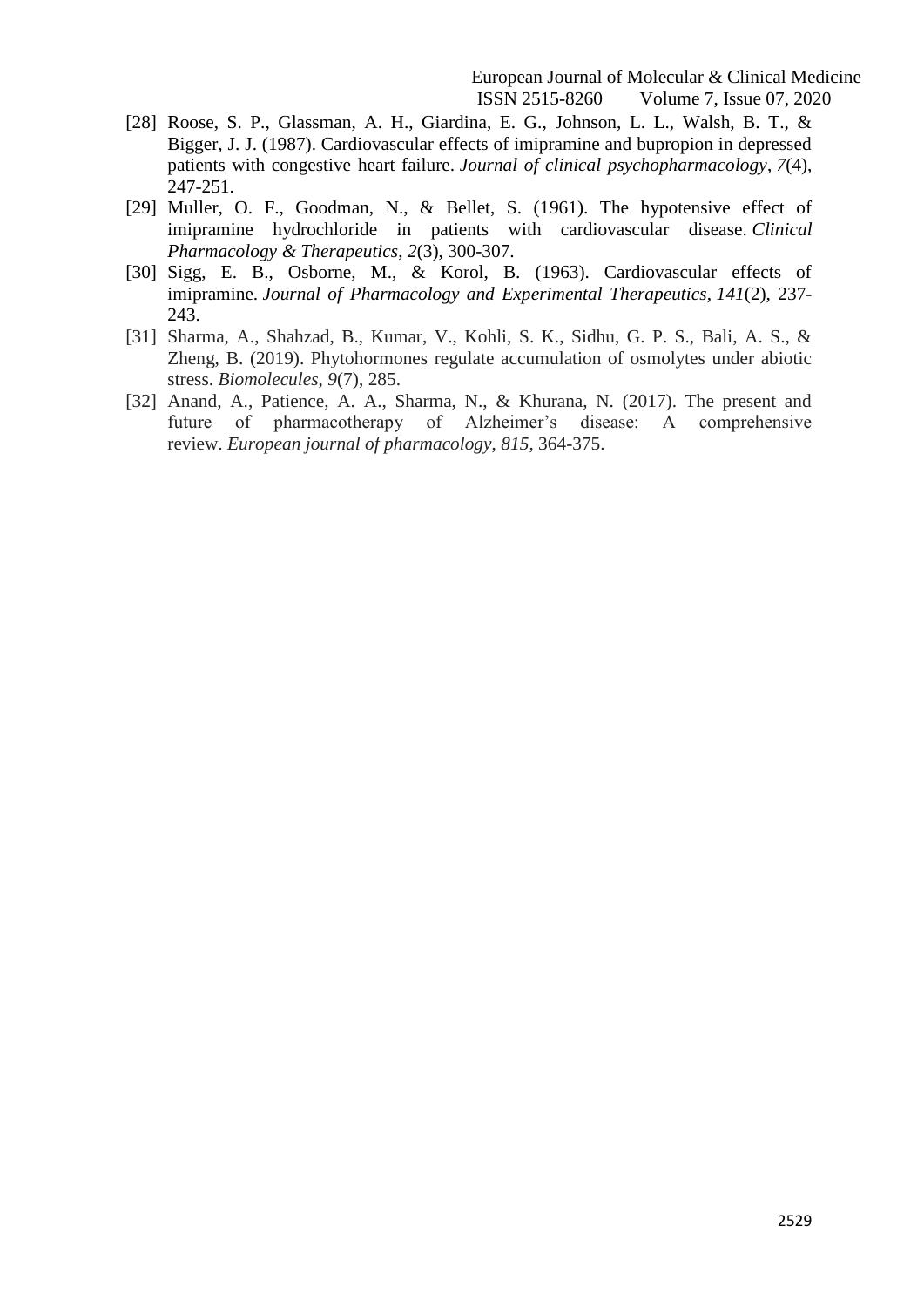[28] Roose, S. P., Glassman, A. H., Giardina, E. G., Johnson, L. L., Walsh, B. T., & Bigger, J. J. (1987). Cardiovascular effects of imipramine and bupropion in depressed patients with congestive heart failure. *Journal of clinical psychopharmacology*, *7*(4), 247-251.

[29] Muller, O. F., Goodman, N., & Bellet, S. (1961). The hypotensive effect of imipramine hydrochloride in patients with cardiovascular disease. *Clinical Pharmacology & Therapeutics*, *2*(3), 300-307.

[30] Sigg, E. B., Osborne, M., & Korol, B. (1963). Cardiovascular effects of imipramine. *Journal of Pharmacology and Experimental Therapeutics*, *141*(2), 237-243.

[31] Sharma, A., Shahzad, B., Kumar, V., Kohli, S. K., Sidhu, G. P. S., Bali, A. S., & Zheng, B. (2019). Phytohormones regulate accumulation of osmolytes under abiotic stress. *Biomolecules*, *9*(7), 285.

[32] Anand, A., Patience, A. A., Sharma, N., & Khurana, N. (2017). The present and future of pharmacotherapy of Alzheimer's disease: A comprehensive review. *European journal of pharmacology*, *815*, 364-375.